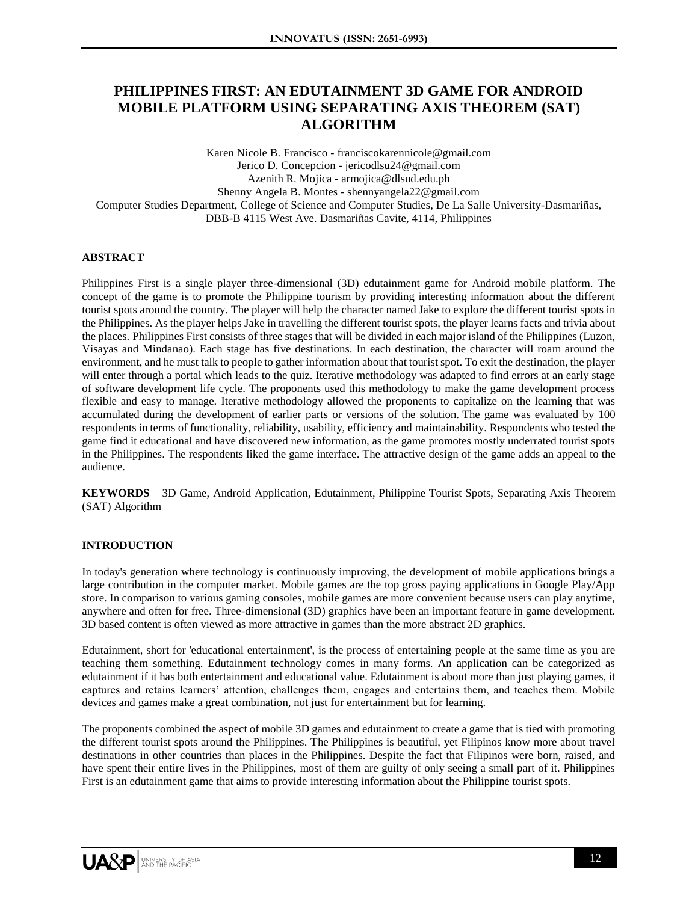# PHILIPPINES FIRST: AN EDUTAINMENT 3D GAME FOR ANDROID MOBILE PLATFORM USING SEPARATING AXIS THEOREM (SAT) ALGORITHM

Karen Nicole B. Francisco - franciscokarennicole@gmail.com
Jerico D. Concepcion - jericodlsu24@gmail.com
Azenith R. Mojica - armojica@dlsud.edu.ph
Shenny Angela B. Montes - shennyangela22@gmail.com
Computer Studies Department, College of Science and Computer Studies, De La Salle University-Dasmariñas, DBB-B 4115 West Ave. Dasmariñas Cavite, 4114, Philippines

## ABSTRACT

Philippines First is a single player three-dimensional (3D) edutainment game for Android mobile platform. The concept of the game is to promote the Philippine tourism by providing interesting information about the different tourist spots around the country. The player will help the character named Jake to explore the different tourist spots in the Philippines. As the player helps Jake in travelling the different tourist spots, the player learns facts and trivia about the places. Philippines First consists of three stages that will be divided in each major island of the Philippines (Luzon, Visayas and Mindanao). Each stage has five destinations. In each destination, the character will roam around the environment, and he must talk to people to gather information about that tourist spot. To exit the destination, the player will enter through a portal which leads to the quiz. Iterative methodology was adapted to find errors at an early stage of software development life cycle. The proponents used this methodology to make the game development process flexible and easy to manage. Iterative methodology allowed the proponents to capitalize on the learning that was accumulated during the development of earlier parts or versions of the solution. The game was evaluated by 100 respondents in terms of functionality, reliability, usability, efficiency and maintainability. Respondents who tested the game find it educational and have discovered new information, as the game promotes mostly underrated tourist spots in the Philippines. The respondents liked the game interface. The attractive design of the game adds an appeal to the audience.

**KEYWORDS** – 3D Game, Android Application, Edutainment, Philippine Tourist Spots, Separating Axis Theorem (SAT) Algorithm

## INTRODUCTION

In today's generation where technology is continuously improving, the development of mobile applications brings a large contribution in the computer market. Mobile games are the top gross paying applications in Google Play/App store. In comparison to various gaming consoles, mobile games are more convenient because users can play anytime, anywhere and often for free. Three-dimensional (3D) graphics have been an important feature in game development. 3D based content is often viewed as more attractive in games than the more abstract 2D graphics.

Edutainment, short for 'educational entertainment', is the process of entertaining people at the same time as you are teaching them something. Edutainment technology comes in many forms. An application can be categorized as edutainment if it has both entertainment and educational value. Edutainment is about more than just playing games, it captures and retains learners' attention, challenges them, engages and entertains them, and teaches them. Mobile devices and games make a great combination, not just for entertainment but for learning.

The proponents combined the aspect of mobile 3D games and edutainment to create a game that is tied with promoting the different tourist spots around the Philippines. The Philippines is beautiful, yet Filipinos know more about travel destinations in other countries than places in the Philippines. Despite the fact that Filipinos were born, raised, and have spent their entire lives in the Philippines, most of them are guilty of only seeing a small part of it. Philippines First is an edutainment game that aims to provide interesting information about the Philippine tourist spots.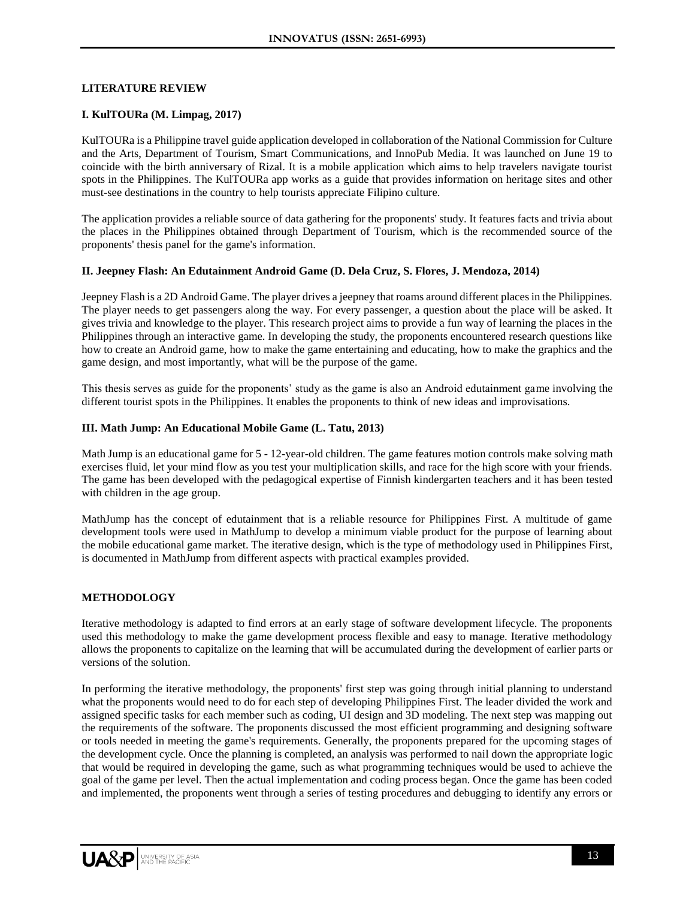## LITERATURE REVIEW

### I. KulTOURa (M. Limpag, 2017)

KulTOURa is a Philippine travel guide application developed in collaboration of the National Commission for Culture and the Arts, Department of Tourism, Smart Communications, and InnoPub Media. It was launched on June 19 to coincide with the birth anniversary of Rizal. It is a mobile application which aims to help travelers navigate tourist spots in the Philippines. The KulTOURa app works as a guide that provides information on heritage sites and other must-see destinations in the country to help tourists appreciate Filipino culture.

The application provides a reliable source of data gathering for the proponents' study. It features facts and trivia about the places in the Philippines obtained through Department of Tourism, which is the recommended source of the proponents' thesis panel for the game's information.

### II. Jeepney Flash: An Edutainment Android Game (D. Dela Cruz, S. Flores, J. Mendoza, 2014)

Jeepney Flash is a 2D Android Game. The player drives a jeepney that roams around different places in the Philippines. The player needs to get passengers along the way. For every passenger, a question about the place will be asked. It gives trivia and knowledge to the player. This research project aims to provide a fun way of learning the places in the Philippines through an interactive game. In developing the study, the proponents encountered research questions like how to create an Android game, how to make the game entertaining and educating, how to make the graphics and the game design, and most importantly, what will be the purpose of the game.

This thesis serves as guide for the proponents' study as the game is also an Android edutainment game involving the different tourist spots in the Philippines. It enables the proponents to think of new ideas and improvisations.

### III. Math Jump: An Educational Mobile Game (L. Tatu, 2013)

Math Jump is an educational game for 5 - 12-year-old children. The game features motion controls make solving math exercises fluid, let your mind flow as you test your multiplication skills, and race for the high score with your friends. The game has been developed with the pedagogical expertise of Finnish kindergarten teachers and it has been tested with children in the age group.

MathJump has the concept of edutainment that is a reliable resource for Philippines First. A multitude of game development tools were used in MathJump to develop a minimum viable product for the purpose of learning about the mobile educational game market. The iterative design, which is the type of methodology used in Philippines First, is documented in MathJump from different aspects with practical examples provided.

## METHODOLOGY

Iterative methodology is adapted to find errors at an early stage of software development lifecycle. The proponents used this methodology to make the game development process flexible and easy to manage. Iterative methodology allows the proponents to capitalize on the learning that will be accumulated during the development of earlier parts or versions of the solution.

In performing the iterative methodology, the proponents' first step was going through initial planning to understand what the proponents would need to do for each step of developing Philippines First. The leader divided the work and assigned specific tasks for each member such as coding, UI design and 3D modeling. The next step was mapping out the requirements of the software. The proponents discussed the most efficient programming and designing software or tools needed in meeting the game's requirements. Generally, the proponents prepared for the upcoming stages of the development cycle. Once the planning is completed, an analysis was performed to nail down the appropriate logic that would be required in developing the game, such as what programming techniques would be used to achieve the goal of the game per level. Then the actual implementation and coding process began. Once the game has been coded and implemented, the proponents went through a series of testing procedures and debugging to identify any errors or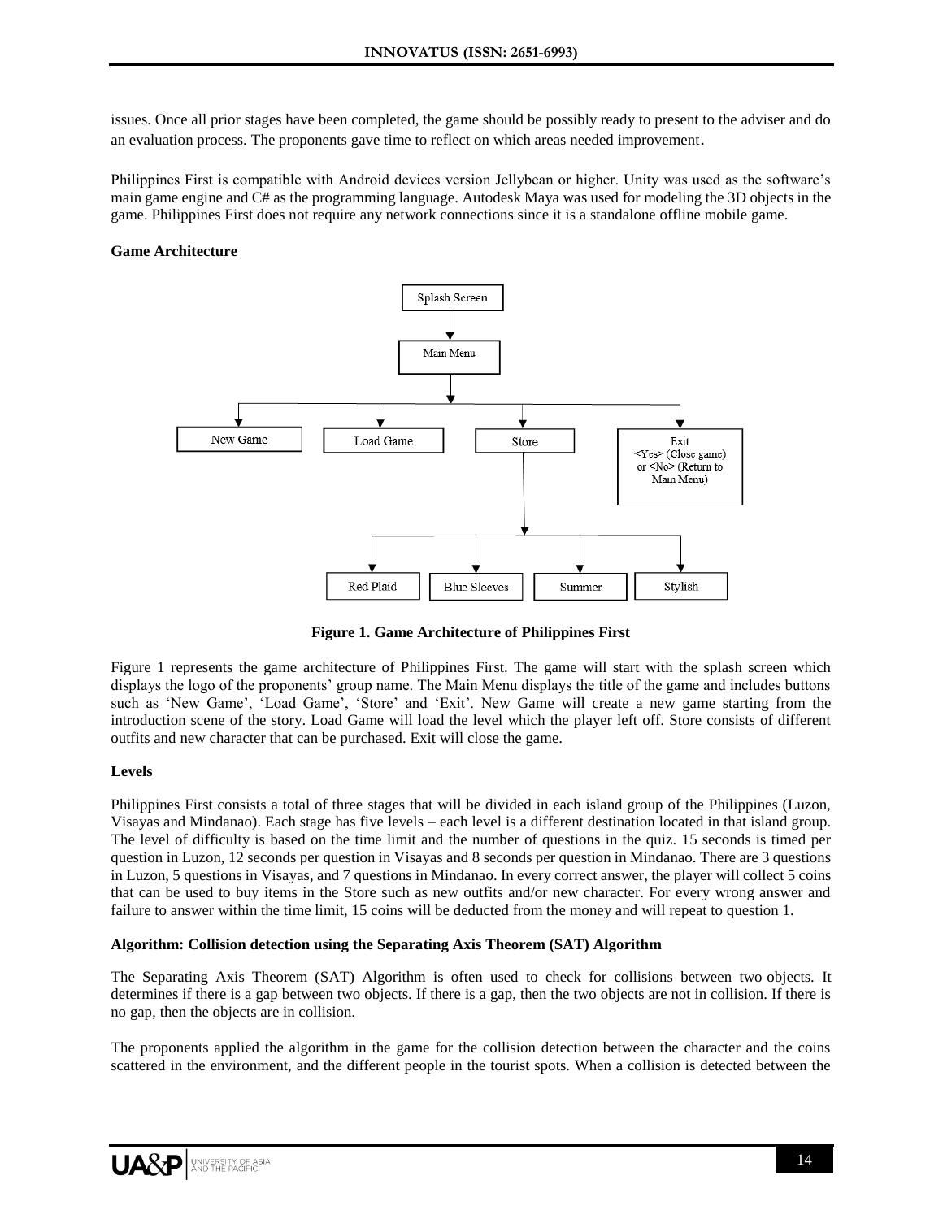issues. Once all prior stages have been completed, the game should be possibly ready to present to the adviser and do an evaluation process. The proponents gave time to reflect on which areas needed improvement.

Philippines First is compatible with Android devices version Jellybean or higher. Unity was used as the software's main game engine and C# as the programming language. Autodesk Maya was used for modeling the 3D objects in the game. Philippines First does not require any network connections since it is a standalone offline mobile game.

**Game Architecture**

**Figure 1. Game Architecture of Philippines First**

Figure 1 represents the game architecture of Philippines First. The game will start with the splash screen which displays the logo of the proponents' group name. The Main Menu displays the title of the game and includes buttons such as 'New Game', 'Load Game', 'Store' and 'Exit'. New Game will create a new game starting from the introduction scene of the story. Load Game will load the level which the player left off. Store consists of different outfits and new character that can be purchased. Exit will close the game.

**Levels**

Philippines First consists a total of three stages that will be divided in each island group of the Philippines (Luzon, Visayas and Mindanao). Each stage has five levels – each level is a different destination located in that island group. The level of difficulty is based on the time limit and the number of questions in the quiz. 15 seconds is timed per question in Luzon, 12 seconds per question in Visayas and 8 seconds per question in Mindanao. There are 3 questions in Luzon, 5 questions in Visayas, and 7 questions in Mindanao. In every correct answer, the player will collect 5 coins that can be used to buy items in the Store such as new outfits and/or new character. For every wrong answer and failure to answer within the time limit, 15 coins will be deducted from the money and will repeat to question 1.

**Algorithm: Collision detection using the Separating Axis Theorem (SAT) Algorithm**

The Separating Axis Theorem (SAT) Algorithm is often used to check for collisions between two objects. It determines if there is a gap between two objects. If there is a gap, then the two objects are not in collision. If there is no gap, then the objects are in collision.

The proponents applied the algorithm in the game for the collision detection between the character and the coins scattered in the environment, and the different people in the tourist spots. When a collision is detected between the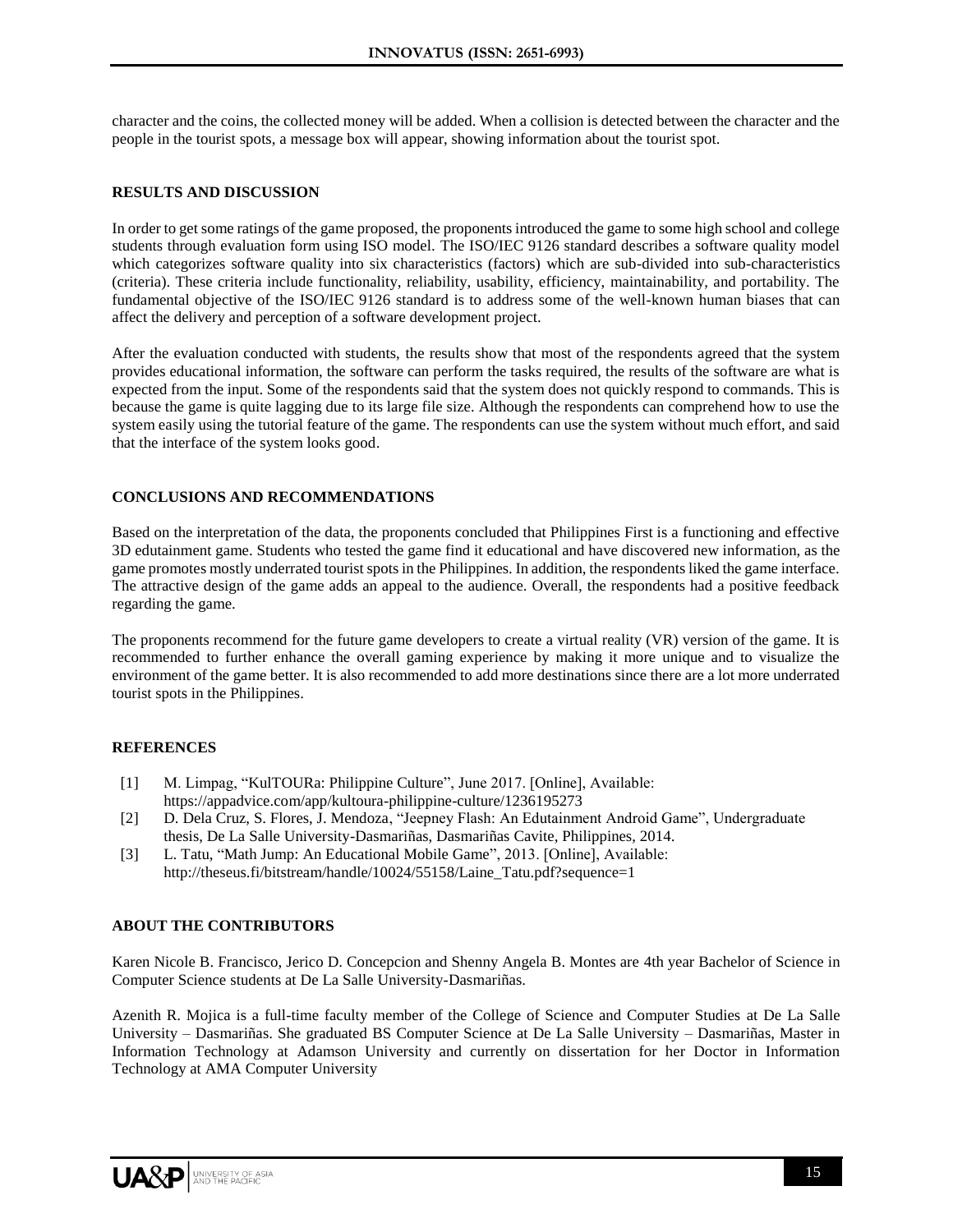character and the coins, the collected money will be added. When a collision is detected between the character and the people in the tourist spots, a message box will appear, showing information about the tourist spot.

## RESULTS AND DISCUSSION

In order to get some ratings of the game proposed, the proponents introduced the game to some high school and college students through evaluation form using ISO model. The ISO/IEC 9126 standard describes a software quality model which categorizes software quality into six characteristics (factors) which are sub-divided into sub-characteristics (criteria). These criteria include functionality, reliability, usability, efficiency, maintainability, and portability. The fundamental objective of the ISO/IEC 9126 standard is to address some of the well-known human biases that can affect the delivery and perception of a software development project.

After the evaluation conducted with students, the results show that most of the respondents agreed that the system provides educational information, the software can perform the tasks required, the results of the software are what is expected from the input. Some of the respondents said that the system does not quickly respond to commands. This is because the game is quite lagging due to its large file size. Although the respondents can comprehend how to use the system easily using the tutorial feature of the game. The respondents can use the system without much effort, and said that the interface of the system looks good.

## CONCLUSIONS AND RECOMMENDATIONS

Based on the interpretation of the data, the proponents concluded that Philippines First is a functioning and effective 3D edutainment game. Students who tested the game find it educational and have discovered new information, as the game promotes mostly underrated tourist spots in the Philippines. In addition, the respondents liked the game interface. The attractive design of the game adds an appeal to the audience. Overall, the respondents had a positive feedback regarding the game.

The proponents recommend for the future game developers to create a virtual reality (VR) version of the game. It is recommended to further enhance the overall gaming experience by making it more unique and to visualize the environment of the game better. It is also recommended to add more destinations since there are a lot more underrated tourist spots in the Philippines.

## REFERENCES

[1] M. Limpag, "KulTOURa: Philippine Culture", June 2017. [Online], Available: https://appadvice.com/app/kultoura-philippine-culture/1236195273

[2] D. Dela Cruz, S. Flores, J. Mendoza, "Jeepney Flash: An Edutainment Android Game", Undergraduate thesis, De La Salle University-Dasmariñas, Dasmariñas Cavite, Philippines, 2014.

[3] L. Tatu, "Math Jump: An Educational Mobile Game", 2013. [Online], Available: http://theseus.fi/bitstream/handle/10024/55158/Laine_Tatu.pdf?sequence=1

## ABOUT THE CONTRIBUTORS

Karen Nicole B. Francisco, Jerico D. Concepcion and Shenny Angela B. Montes are 4th year Bachelor of Science in Computer Science students at De La Salle University-Dasmariñas.

Azenith R. Mojica is a full-time faculty member of the College of Science and Computer Studies at De La Salle University – Dasmariñas. She graduated BS Computer Science at De La Salle University – Dasmariñas, Master in Information Technology at Adamson University and currently on dissertation for her Doctor in Information Technology at AMA Computer University